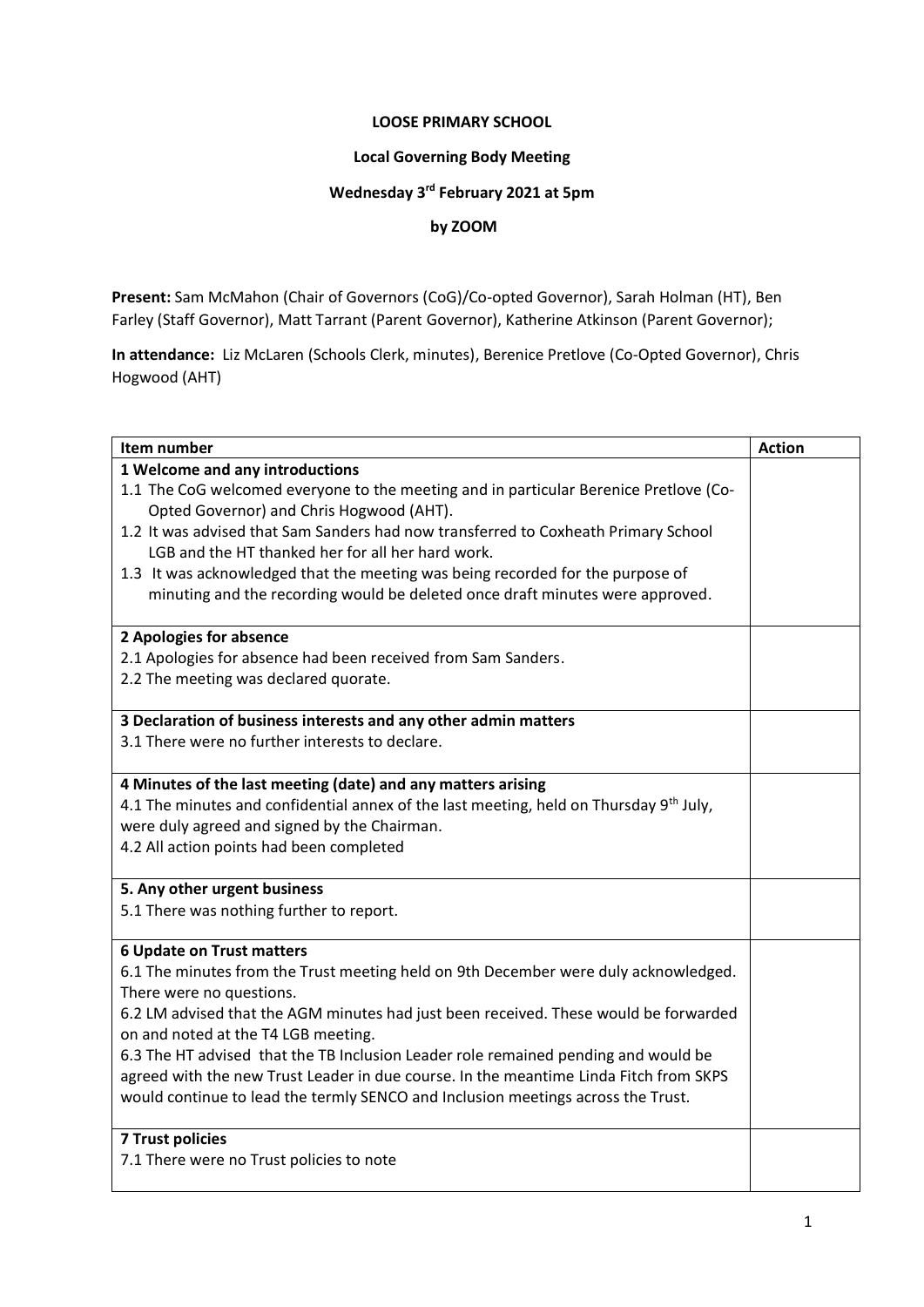**LOOSE PRIMARY SCHOOL**

**Local Governing Body Meeting**

**Wednesday 3rd February 2021 at 5pm**

**by ZOOM**

**Present:** Sam McMahon (Chair of Governors (CoG)/Co-opted Governor), Sarah Holman (HT), Ben Farley (Staff Governor), Matt Tarrant (Parent Governor), Katherine Atkinson (Parent Governor);

**In attendance:** Liz McLaren (Schools Clerk, minutes), Berenice Pretlove (Co-Opted Governor), Chris Hogwood (AHT)

| **Item number** | **Action** |
|---|---|
| **1 Welcome and any introductions**<br>1.1 The CoG welcomed everyone to the meeting and in particular Berenice Pretlove (Co-Opted Governor) and Chris Hogwood (AHT).<br>1.2 It was advised that Sam Sanders had now transferred to Coxheath Primary School LGB and the HT thanked her for all her hard work.<br>1.3 It was acknowledged that the meeting was being recorded for the purpose of minuting and the recording would be deleted once draft minutes were approved. | |
| **2 Apologies for absence**<br>2.1 Apologies for absence had been received from Sam Sanders.<br>2.2 The meeting was declared quorate. | |
| **3 Declaration of business interests and any other admin matters**<br>3.1 There were no further interests to declare. | |
| **4 Minutes of the last meeting (date) and any matters arising**<br>4.1 The minutes and confidential annex of the last meeting, held on Thursday 9th July, were duly agreed and signed by the Chairman.<br>4.2 All action points had been completed | |
| **5. Any other urgent business**<br>5.1 There was nothing further to report. | |
| **6 Update on Trust matters**<br>6.1 The minutes from the Trust meeting held on 9th December were duly acknowledged. There were no questions.<br>6.2 LM advised that the AGM minutes had just been received. These would be forwarded on and noted at the T4 LGB meeting.<br>6.3 The HT advised that the TB Inclusion Leader role remained pending and would be agreed with the new Trust Leader in due course. In the meantime Linda Fitch from SKPS would continue to lead the termly SENCO and Inclusion meetings across the Trust. | |
| **7 Trust policies**<br>7.1 There were no Trust policies to note | |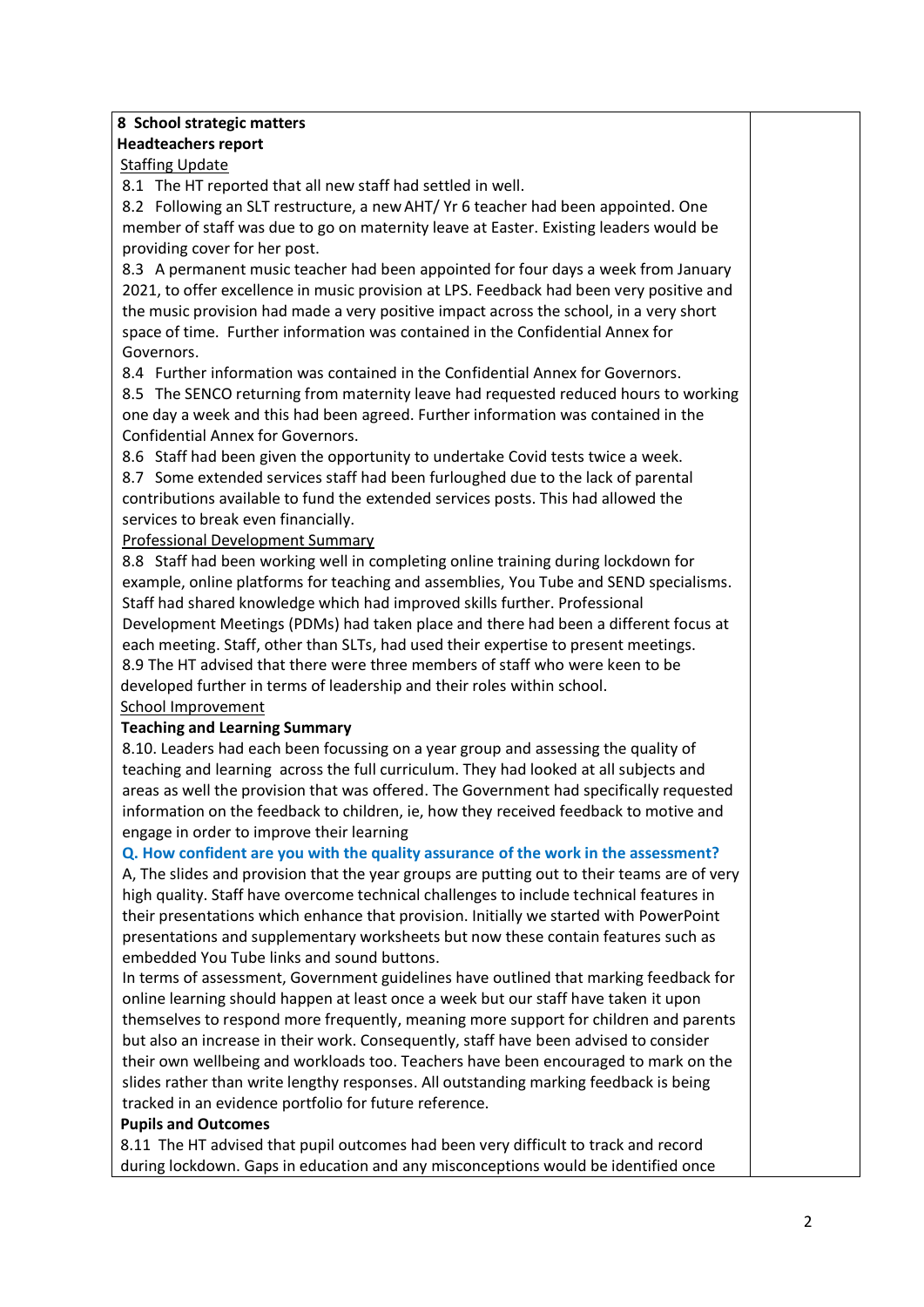**8 School strategic matters**

**Headteachers report**

Staffing Update

8.1 The HT reported that all new staff had settled in well.

8.2 Following an SLT restructure, a new AHT/ Yr 6 teacher had been appointed. One member of staff was due to go on maternity leave at Easter. Existing leaders would be providing cover for her post.

8.3 A permanent music teacher had been appointed for four days a week from January 2021, to offer excellence in music provision at LPS. Feedback had been very positive and the music provision had made a very positive impact across the school, in a very short space of time. Further information was contained in the Confidential Annex for Governors.

8.4 Further information was contained in the Confidential Annex for Governors.

8.5 The SENCO returning from maternity leave had requested reduced hours to working one day a week and this had been agreed. Further information was contained in the Confidential Annex for Governors.

8.6 Staff had been given the opportunity to undertake Covid tests twice a week.

8.7 Some extended services staff had been furloughed due to the lack of parental contributions available to fund the extended services posts. This had allowed the services to break even financially.

Professional Development Summary

8.8 Staff had been working well in completing online training during lockdown for example, online platforms for teaching and assemblies, You Tube and SEND specialisms. Staff had shared knowledge which had improved skills further. Professional Development Meetings (PDMs) had taken place and there had been a different focus at each meeting. Staff, other than SLTs, had used their expertise to present meetings.

8.9 The HT advised that there were three members of staff who were keen to be developed further in terms of leadership and their roles within school.

School Improvement

**Teaching and Learning Summary**

8.10. Leaders had each been focussing on a year group and assessing the quality of teaching and learning across the full curriculum. They had looked at all subjects and areas as well the provision that was offered. The Government had specifically requested information on the feedback to children, ie, how they received feedback to motive and engage in order to improve their learning

**Q. How confident are you with the quality assurance of the work in the assessment?**

A, The slides and provision that the year groups are putting out to their teams are of very high quality. Staff have overcome technical challenges to include technical features in their presentations which enhance that provision. Initially we started with PowerPoint presentations and supplementary worksheets but now these contain features such as embedded You Tube links and sound buttons.

In terms of assessment, Government guidelines have outlined that marking feedback for online learning should happen at least once a week but our staff have taken it upon themselves to respond more frequently, meaning more support for children and parents but also an increase in their work. Consequently, staff have been advised to consider their own wellbeing and workloads too. Teachers have been encouraged to mark on the slides rather than write lengthy responses. All outstanding marking feedback is being tracked in an evidence portfolio for future reference.

**Pupils and Outcomes**

8.11 The HT advised that pupil outcomes had been very difficult to track and record during lockdown. Gaps in education and any misconceptions would be identified once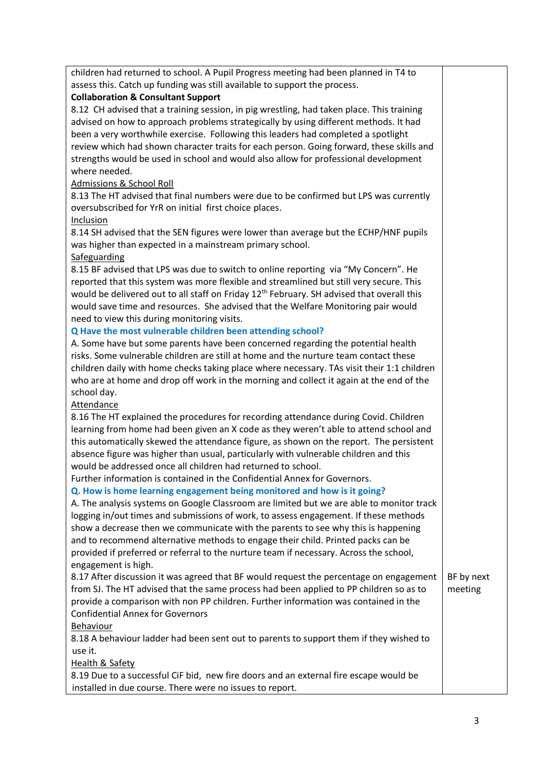| | |
|---|---|
| children had returned to school. A Pupil Progress meeting had been planned in T4 to assess this. Catch up funding was still available to support the process.<br>**Collaboration & Consultant Support**<br>8.12 CH advised that a training session, in pig wrestling, had taken place. This training advised on how to approach problems strategically by using different methods. It had been a very worthwhile exercise. Following this leaders had completed a spotlight review which had shown character traits for each person. Going forward, these skills and strengths would be used in school and would also allow for professional development where needed.<br><u>Admissions & School Roll</u><br>8.13 The HT advised that final numbers were due to be confirmed but LPS was currently oversubscribed for YrR on initial first choice places.<br><u>Inclusion</u><br>8.14 SH advised that the SEN figures were lower than average but the ECHP/HNF pupils was higher than expected in a mainstream primary school.<br><u>Safeguarding</u><br>8.15 BF advised that LPS was due to switch to online reporting via "My Concern". He reported that this system was more flexible and streamlined but still very secure. This would be delivered out to all staff on Friday 12th February. SH advised that overall this would save time and resources. She advised that the Welfare Monitoring pair would need to view this during monitoring visits.<br>**Q Have the most vulnerable children been attending school?**<br>A. Some have but some parents have been concerned regarding the potential health risks. Some vulnerable children are still at home and the nurture team contact these children daily with home checks taking place where necessary. TAs visit their 1:1 children who are at home and drop off work in the morning and collect it again at the end of the school day.<br><u>Attendance</u><br>8.16 The HT explained the procedures for recording attendance during Covid. Children learning from home had been given an X code as they weren't able to attend school and this automatically skewed the attendance figure, as shown on the report. The persistent absence figure was higher than usual, particularly with vulnerable children and this would be addressed once all children had returned to school.<br>Further information is contained in the Confidential Annex for Governors.<br>**Q. How is home learning engagement being monitored and how is it going?**<br>A. The analysis systems on Google Classroom are limited but we are able to monitor track logging in/out times and submissions of work, to assess engagement. If these methods show a decrease then we communicate with the parents to see why this is happening and to recommend alternative methods to engage their child. Printed packs can be provided if preferred or referral to the nurture team if necessary. Across the school, engagement is high.<br>8.17 After discussion it was agreed that BF would request the percentage on engagement from SJ. The HT advised that the same process had been applied to PP children so as to provide a comparison with non PP children. Further information was contained in the Confidential Annex for Governors<br><u>Behaviour</u><br>8.18 A behaviour ladder had been sent out to parents to support them if they wished to use it.<br><u>Health & Safety</u><br>8.19 Due to a successful CiF bid, new fire doors and an external fire escape would be installed in due course. There were no issues to report. | BF by next meeting |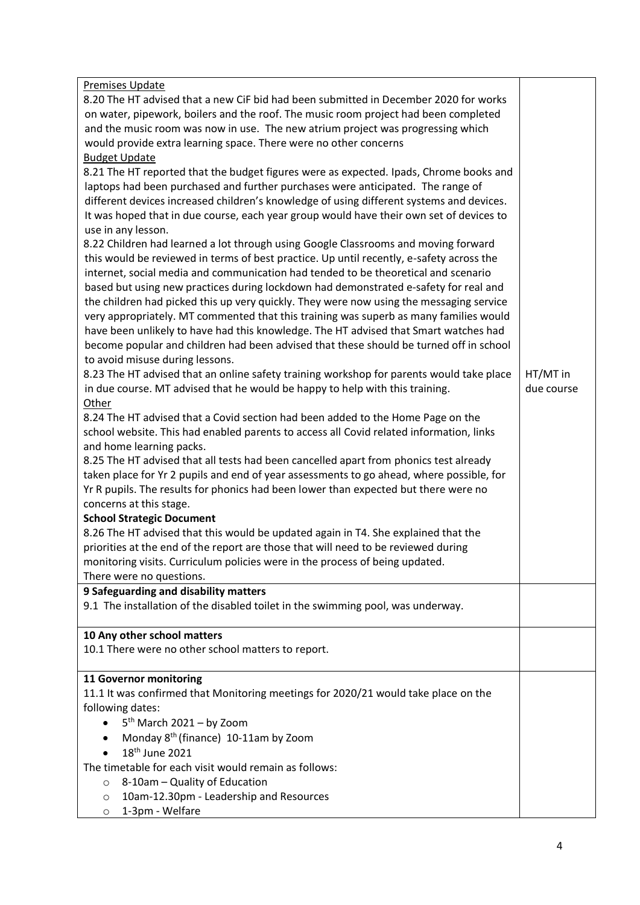| | |
|---|---|
| <u>Premises Update</u><br>8.20 The HT advised that a new CiF bid had been submitted in December 2020 for works on water, pipework, boilers and the roof. The music room project had been completed and the music room was now in use. The new atrium project was progressing which would provide extra learning space. There were no other concerns<br><u>Budget Update</u><br>8.21 The HT reported that the budget figures were as expected. Ipads, Chrome books and laptops had been purchased and further purchases were anticipated. The range of different devices increased children's knowledge of using different systems and devices. It was hoped that in due course, each year group would have their own set of devices to use in any lesson.<br>8.22 Children had learned a lot through using Google Classrooms and moving forward this would be reviewed in terms of best practice. Up until recently, e-safety across the internet, social media and communication had tended to be theoretical and scenario based but using new practices during lockdown had demonstrated e-safety for real and the children had picked this up very quickly. They were now using the messaging service very appropriately. MT commented that this training was superb as many families would have been unlikely to have had this knowledge. The HT advised that Smart watches had become popular and children had been advised that these should be turned off in school to avoid misuse during lessons.<br>8.23 The HT advised that an online safety training workshop for parents would take place in due course. MT advised that he would be happy to help with this training. | HT/MT in due course |
| <u>Other</u><br>8.24 The HT advised that a Covid section had been added to the Home Page on the school website. This had enabled parents to access all Covid related information, links and home learning packs.<br>8.25 The HT advised that all tests had been cancelled apart from phonics test already taken place for Yr 2 pupils and end of year assessments to go ahead, where possible, for Yr R pupils. The results for phonics had been lower than expected but there were no concerns at this stage.<br>**School Strategic Document**<br>8.26 The HT advised that this would be updated again in T4. She explained that the priorities at the end of the report are those that will need to be reviewed during monitoring visits. Curriculum policies were in the process of being updated.<br>There were no questions. | |
| **9 Safeguarding and disability matters**<br>9.1 The installation of the disabled toilet in the swimming pool, was underway. | |
| **10 Any other school matters**<br>10.1 There were no other school matters to report. | |
| **11 Governor monitoring**<br>11.1 It was confirmed that Monitoring meetings for 2020/21 would take place on the following dates:<br>• 5th March 2021 – by Zoom<br>• Monday 8th (finance) 10-11am by Zoom<br>• 18th June 2021<br>The timetable for each visit would remain as follows:<br>○ 8-10am – Quality of Education<br>○ 10am-12.30pm - Leadership and Resources<br>○ 1-3pm - Welfare | |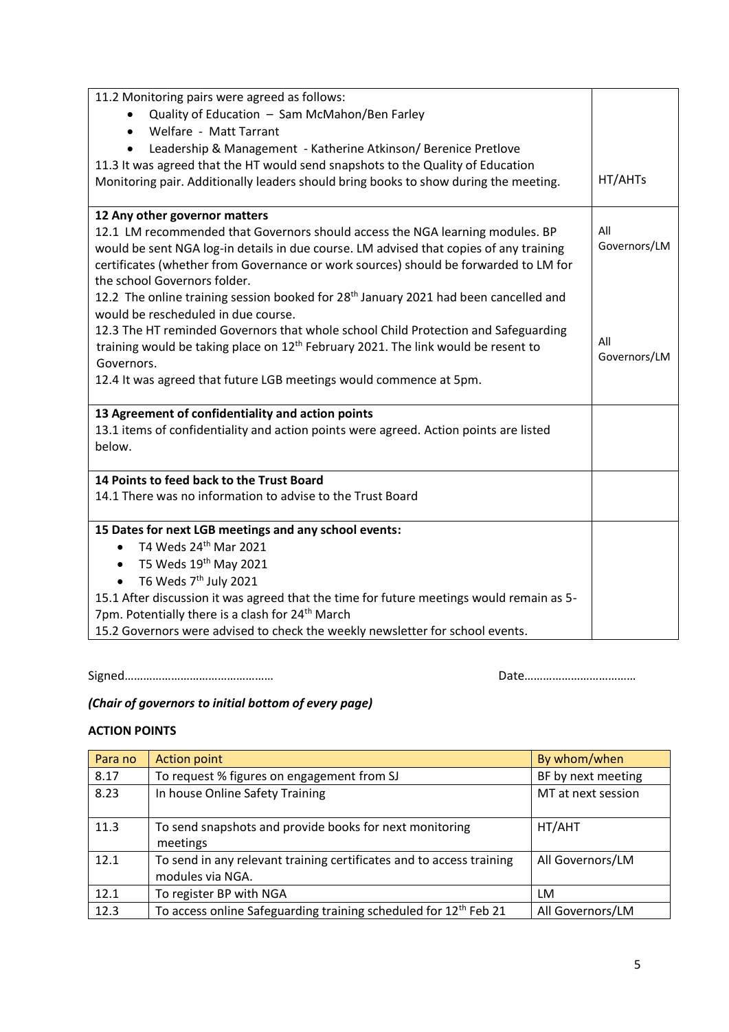| | |
|---|---|
| 11.2 Monitoring pairs were agreed as follows:<br>• Quality of Education – Sam McMahon/Ben Farley<br>• Welfare - Matt Tarrant<br>• Leadership & Management - Katherine Atkinson/ Berenice Pretlove<br>11.3 It was agreed that the HT would send snapshots to the Quality of Education Monitoring pair. Additionally leaders should bring books to show during the meeting. | HT/AHTs |
| **12 Any other governor matters**<br>12.1 LM recommended that Governors should access the NGA learning modules. BP would be sent NGA log-in details in due course. LM advised that copies of any training certificates (whether from Governance or work sources) should be forwarded to LM for the school Governors folder.<br>12.2 The online training session booked for 28th January 2021 had been cancelled and would be rescheduled in due course.<br>12.3 The HT reminded Governors that whole school Child Protection and Safeguarding training would be taking place on 12th February 2021. The link would be resent to Governors.<br>12.4 It was agreed that future LGB meetings would commence at 5pm. | All Governors/LM<br><br>All Governors/LM |
| **13 Agreement of confidentiality and action points**<br>13.1 items of confidentiality and action points were agreed. Action points are listed below. | |
| **14 Points to feed back to the Trust Board**<br>14.1 There was no information to advise to the Trust Board | |
| **15 Dates for next LGB meetings and any school events:**<br>• T4 Weds 24th Mar 2021<br>• T5 Weds 19th May 2021<br>• T6 Weds 7th July 2021<br>15.1 After discussion it was agreed that the time for future meetings would remain as 5-7pm. Potentially there is a clash for 24th March<br>15.2 Governors were advised to check the weekly newsletter for school events. | |

Signed………………………………………… Date………………………………

***(Chair of governors to initial bottom of every page)***

**ACTION POINTS**

| Para no | Action point | By whom/when |
|---|---|---|
| 8.17 | To request % figures on engagement from SJ | BF by next meeting |
| 8.23 | In house Online Safety Training | MT at next session |
| 11.3 | To send snapshots and provide books for next monitoring meetings | HT/AHT |
| 12.1 | To send in any relevant training certificates and to access training modules via NGA. | All Governors/LM |
| 12.1 | To register BP with NGA | LM |
| 12.3 | To access online Safeguarding training scheduled for 12th Feb 21 | All Governors/LM |